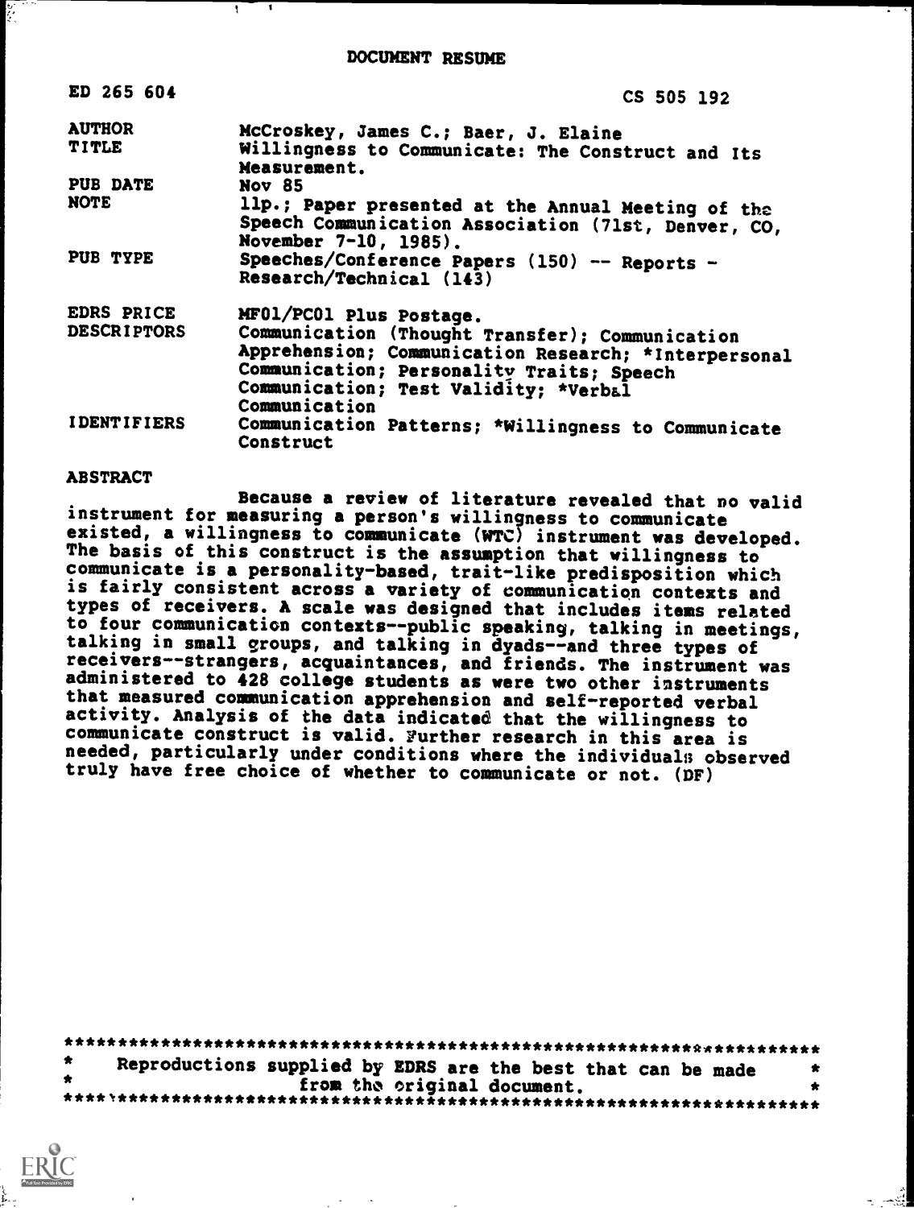DOCUMENT RESUME

| | |
|---|---|
| ED 265 604 | CS 505 192 |
| AUTHOR | McCroskey, James C.; Baer, J. Elaine |
| TITLE | Willingness to Communicate: The Construct and Its Measurement. |
| PUB DATE | Nov 85 |
| NOTE | 11p.; Paper presented at the Annual Meeting of the Speech Communication Association (71st, Denver, CO, November 7-10, 1985). |
| PUB TYPE | Speeches/Conference Papers (150) -- Reports - Research/Technical (143) |
| EDRS PRICE | MF01/PC01 Plus Postage. |
| DESCRIPTORS | Communication (Thought Transfer); Communication Apprehension; Communication Research; *Interpersonal Communication; Personality Traits; Speech Communication; Test Validity; *Verbal Communication |
| IDENTIFIERS | Communication Patterns; *Willingness to Communicate Construct |

ABSTRACT

Because a review of literature revealed that no valid instrument for measuring a person's willingness to communicate existed, a willingness to communicate (WTC) instrument was developed. The basis of this construct is the assumption that willingness to communicate is a personality-based, trait-like predisposition which is fairly consistent across a variety of communication contexts and types of receivers. A scale was designed that includes items related to four communication contexts--public speaking, talking in meetings, talking in small groups, and talking in dyads--and three types of receivers--strangers, acquaintances, and friends. The instrument was administered to 428 college students as were two other instruments that measured communication apprehension and self-reported verbal activity. Analysis of the data indicated that the willingness to communicate construct is valid. Further research in this area is needed, particularly under conditions where the individuals observed truly have free choice of whether to communicate or not. (DF)

***********************************************************************
* Reproductions supplied by EDRS are the best that can be made *
* from the original document. *
***********************************************************************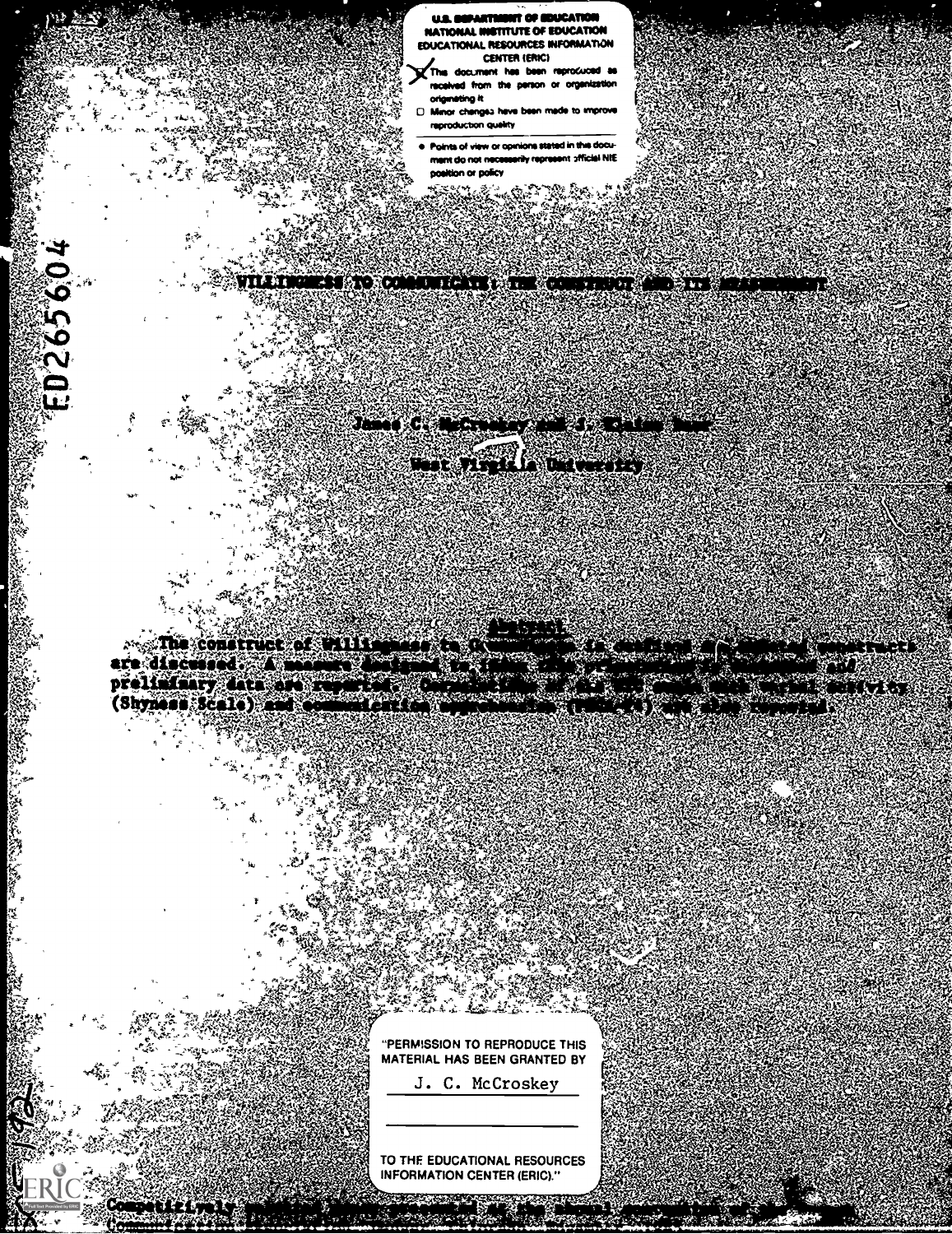U.S. DEPARTMENT OF EDUCATION
NATIONAL INSTITUTE OF EDUCATION
EDUCATIONAL RESOURCES INFORMATION CENTER (ERIC)

- [x] This document has been reproduced as received from the person or organization originating it
- [ ] Minor changes have been made to improve reproduction quality

- Points of view or opinions stated in this document do not necessarily represent official NIE position or policy

ED265604

# WILLINGNESS TO COMMUNICATE: THE CONSTRUCT AND ITS MEASUREMENT

James C. McCroskey and J. Elaine Baer

West Virginia University

## Abstract

The construct of Willingness to Communicate is outlined and related constructs are discussed. A measure designed to index the predisposition is presented and preliminary data are reported. Correlations of the WTC scale with verbal activity (Shyness Scale) and communication apprehension (PRCA-24) are also reported.

"PERMISSION TO REPRODUCE THIS MATERIAL HAS BEEN GRANTED BY

J. C. McCroskey

TO THE EDUCATIONAL RESOURCES INFORMATION CENTER (ERIC)."

Competitively selected paper presented at the annual convention of the Speech Communication Association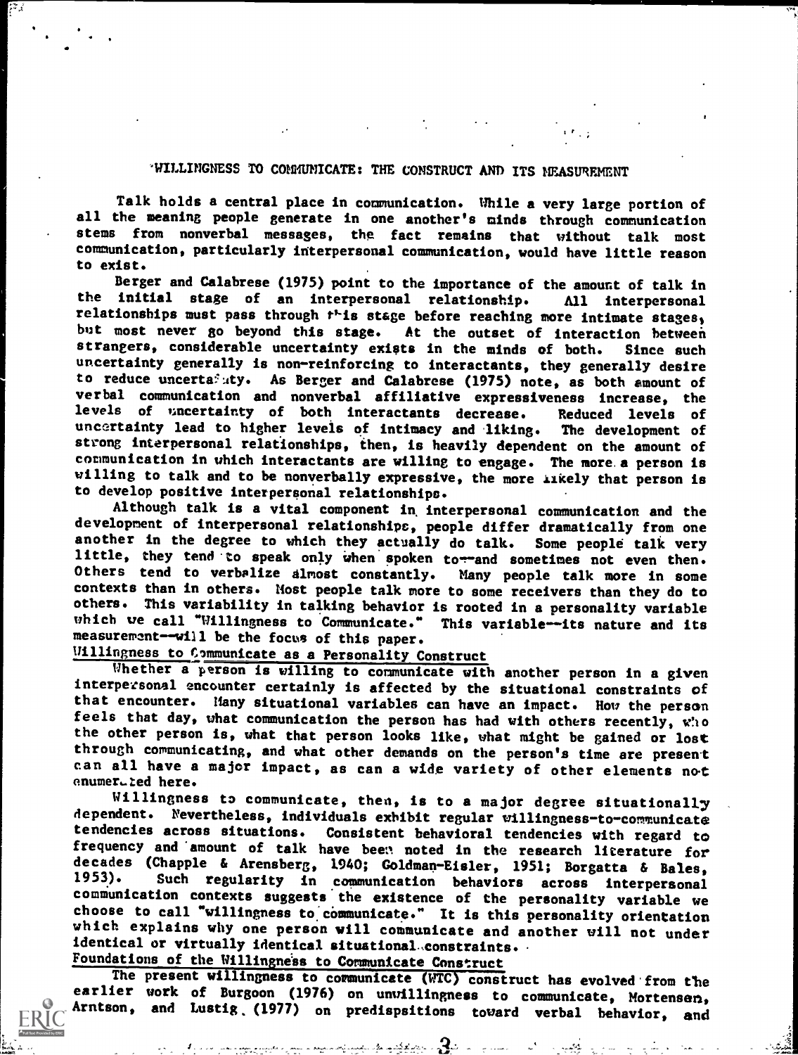# WILLINGNESS TO COMMUNICATE: THE CONSTRUCT AND ITS MEASUREMENT

Talk holds a central place in communication. While a very large portion of all the meaning people generate in one another's minds through communication stems from nonverbal messages, the fact remains that without talk most communication, particularly interpersonal communication, would have little reason to exist.

Berger and Calabrese (1975) point to the importance of the amount of talk in the initial stage of an interpersonal relationship. All interpersonal relationships must pass through this stage before reaching more intimate stages, but most never go beyond this stage. At the outset of interaction between strangers, considerable uncertainty exists in the minds of both. Since such uncertainty generally is non-reinforcing to interactants, they generally desire to reduce uncertainty. As Berger and Calabrese (1975) note, as both amount of verbal communication and nonverbal affiliative expressiveness increase, the levels of uncertainty of both interactants decrease. Reduced levels of uncertainty lead to higher levels of intimacy and liking. The development of strong interpersonal relationships, then, is heavily dependent on the amount of communication in which interactants are willing to engage. The more a person is willing to talk and to be nonverbally expressive, the more likely that person is to develop positive interpersonal relationships.

Although talk is a vital component in interpersonal communication and the development of interpersonal relationships, people differ dramatically from one another in the degree to which they actually do talk. Some people talk very little, they tend to speak only when spoken to--and sometimes not even then. Others tend to verbalize almost constantly. Many people talk more in some contexts than in others. Most people talk more to some receivers than they do to others. This variability in talking behavior is rooted in a personality variable which we call "Willingness to Communicate." This variable--its nature and its measurement--will be the focus of this paper.

## Willingness to Communicate as a Personality Construct

Whether a person is willing to communicate with another person in a given interpersonal encounter certainly is affected by the situational constraints of that encounter. Many situational variables can have an impact. How the person feels that day, what communication the person has had with others recently, who the other person is, what that person looks like, what might be gained or lost through communicating, and what other demands on the person's time are present can all have a major impact, as can a wide variety of other elements not enumerated here.

Willingness to communicate, then, is to a major degree situationally dependent. Nevertheless, individuals exhibit regular willingness-to-communicate tendencies across situations. Consistent behavioral tendencies with regard to frequency and amount of talk have been noted in the research literature for decades (Chapple & Arensberg, 1940; Goldman-Eisler, 1951; Borgatta & Bales, 1953). Such regularity in communication behaviors across interpersonal communication contexts suggests the existence of the personality variable we choose to call "willingness to communicate." It is this personality orientation which explains why one person will communicate and another will not under identical or virtually identical situational constraints.

## Foundations of the Willingness to Communicate Construct

The present willingness to communicate (WTC) construct has evolved from the earlier work of Burgoon (1976) on unwillingness to communicate, Mortensen, Arntson, and Lustig (1977) on predispsitions toward verbal behavior, and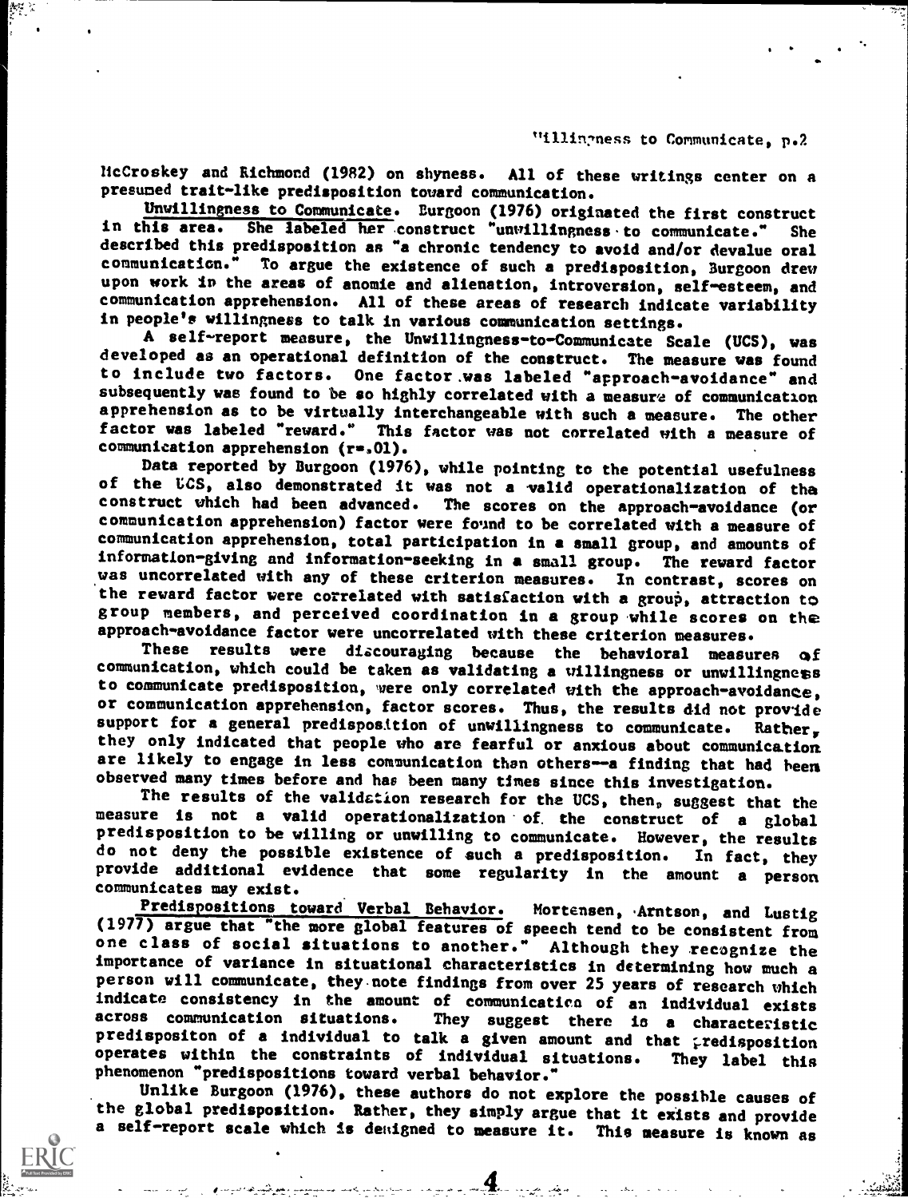McCroskey and Richmond (1982) on shyness. All of these writings center on a presumed trait-like predisposition toward communication.

Unwillingness to Communicate. Burgoon (1976) originated the first construct in this area. She labeled her construct "unwillingness to communicate." She described this predisposition as "a chronic tendency to avoid and/or devalue oral communication." To argue the existence of such a predisposition, Burgoon drew upon work in the areas of anomie and alienation, introversion, self-esteem, and communication apprehension. All of these areas of research indicate variability in people's willingness to talk in various communication settings.

A self-report measure, the Unwillingness-to-Communicate Scale (UCS), was developed as an operational definition of the construct. The measure was found to include two factors. One factor was labeled "approach-avoidance" and subsequently was found to be so highly correlated with a measure of communication apprehension as to be virtually interchangeable with such a measure. The other factor was labeled "reward." This factor was not correlated with a measure of communication apprehension ($r=.01$).

Data reported by Burgoon (1976), while pointing to the potential usefulness of the UCS, also demonstrated it was not a valid operationalization of the construct which had been advanced. The scores on the approach-avoidance (or communication apprehension) factor were found to be correlated with a measure of communication apprehension, total participation in a small group, and amounts of information-giving and information-seeking in a small group. The reward factor was uncorrelated with any of these criterion measures. In contrast, scores on the reward factor were correlated with satisfaction with a group, attraction to group members, and perceived coordination in a group while scores on the approach-avoidance factor were uncorrelated with these criterion measures.

These results were discouraging because the behavioral measures of communication, which could be taken as validating a willingness or unwillingness to communicate predisposition, were only correlated with the approach-avoidance, or communication apprehension, factor scores. Thus, the results did not provide support for a general predisposition of unwillingness to communicate. Rather, they only indicated that people who are fearful or anxious about communication are likely to engage in less communication than others--a finding that had been observed many times before and has been many times since this investigation.

The results of the validation research for the UCS, then, suggest that the measure is not a valid operationalization of the construct of a global predisposition to be willing or unwilling to communicate. However, the results do not deny the possible existence of such a predisposition. In fact, they provide additional evidence that some regularity in the amount a person communicates may exist.

Predispositions toward Verbal Behavior. Mortensen, Arntson, and Lustig (1977) argue that "the more global features of speech tend to be consistent from one class of social situations to another." Although they recognize the importance of variance in situational characteristics in determining how much a person will communicate, they note findings from over 25 years of research which indicate consistency in the amount of communication of an individual exists across communication situations. They suggest there is a characteristic predispositon of a individual to talk a given amount and that predisposition operates within the constraints of individual situations. They label this phenomenon "predispositions toward verbal behavior."

Unlike Burgoon (1976), these authors do not explore the possible causes of the global predisposition. Rather, they simply argue that it exists and provide a self-report scale which is designed to measure it. This measure is known as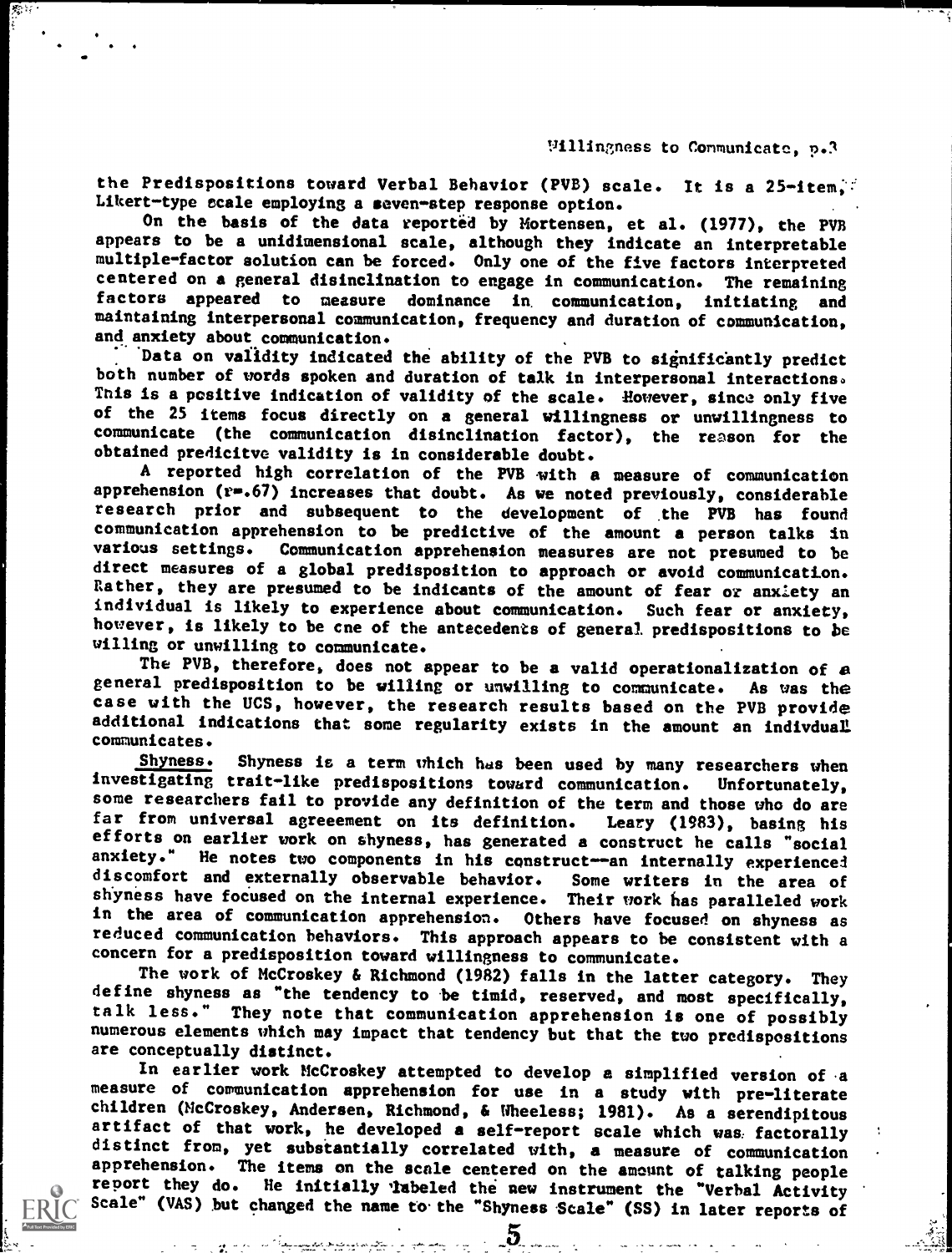the Predispositions toward Verbal Behavior (PVB) scale. It is a 25-item, Likert-type scale employing a seven-step response option.

On the basis of the data reported by Mortensen, et al. (1977), the PVB appears to be a unidimensional scale, although they indicate an interpretable multiple-factor solution can be forced. Only one of the five factors interpreted centered on a general disinclination to engage in communication. The remaining factors appeared to measure dominance in communication, initiating and maintaining interpersonal communication, frequency and duration of communication, and anxiety about communication.

Data on validity indicated the ability of the PVB to significantly predict both number of words spoken and duration of talk in interpersonal interactions. This is a positive indication of validity of the scale. However, since only five of the 25 items focus directly on a general willingness or unwillingness to communicate (the communication disinclination factor), the reason for the obtained predicitve validity is in considerable doubt.

A reported high correlation of the PVB with a measure of communication apprehension ($r=.67$) increases that doubt. As we noted previously, considerable research prior and subsequent to the development of the PVB has found communication apprehension to be predictive of the amount a person talks in various settings. Communication apprehension measures are not presumed to be direct measures of a global predisposition to approach or avoid communication. Rather, they are presumed to be indicants of the amount of fear or anxiety an individual is likely to experience about communication. Such fear or anxiety, however, is likely to be one of the antecedents of general predispositions to be willing or unwilling to communicate.

The PVB, therefore, does not appear to be a valid operationalization of a general predisposition to be willing or unwilling to communicate. As was the case with the UCS, however, the research results based on the PVB provide additional indications that some regularity exists in the amount an indivdual communicates.

Shyness. Shyness is a term which has been used by many researchers when investigating trait-like predispositions toward communication. Unfortunately, some researchers fail to provide any definition of the term and those who do are far from universal agreeement on its definition. Leary (1983), basing his efforts on earlier work on shyness, has generated a construct he calls "social anxiety." He notes two components in his construct--an internally experienced discomfort and externally observable behavior. Some writers in the area of shyness have focused on the internal experience. Their work has paralleled work in the area of communication apprehension. Others have focused on shyness as reduced communication behaviors. This approach appears to be consistent with a concern for a predisposition toward willingness to communicate.

The work of McCroskey & Richmond (1982) falls in the latter category. They define shyness as "the tendency to be timid, reserved, and most specifically, talk less." They note that communication apprehension is one of possibly numerous elements which may impact that tendency but that the two predispositions are conceptually distinct.

In earlier work McCroskey attempted to develop a simplified version of a measure of communication apprehension for use in a study with pre-literate children (McCroskey, Andersen, Richmond, & Wheeless; 1981). As a serendipitous artifact of that work, he developed a self-report scale which was factorally distinct from, yet substantially correlated with, a measure of communication apprehension. The items on the scale centered on the amount of talking people report they do. He initially labeled the new instrument the "Verbal Activity Scale" (VAS) but changed the name to the "Shyness Scale" (SS) in later reports of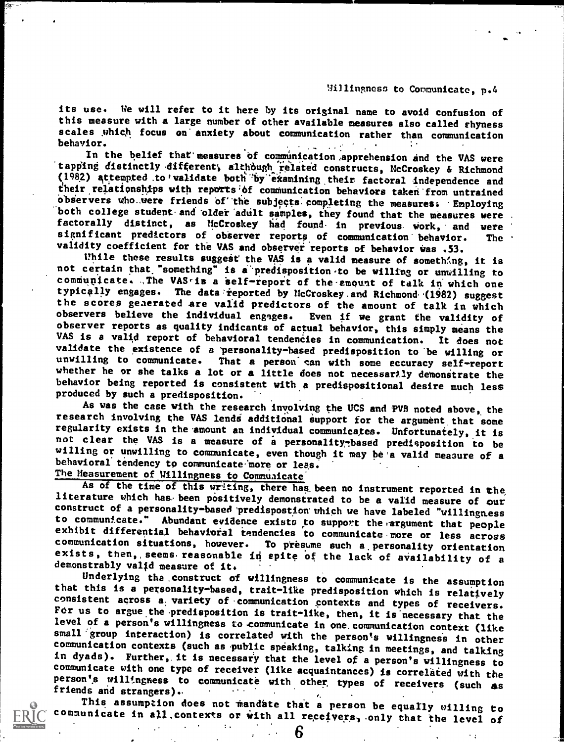its use. We will refer to it here by its original name to avoid confusion of this measure with a large number of other available measures also called shyness scales which focus on anxiety about communication rather than communication behavior.

In the belief that measures of communication apprehension and the VAS were tapping distinctly different, although related constructs, McCroskey & Richmond (1982) attempted to validate both by examining their factoral independence and their relationships with reports of communication behaviors taken from untrained observers who were friends of the subjects completing the measures. Employing both college student and older adult samples, they found that the measures were factorally distinct, as McCroskey had found in previous work, and were significant predictors of observer reports of communication behavior. The validity coefficient for the VAS and observer reports of behavior was .53.

While these results suggest the VAS is a valid measure of something, it is not certain that "something" is a predisposition to be willing or unwilling to communicate. The VAS is a self-report of the amount of talk in which one typically engages. The data reported by McCroskey and Richmond (1982) suggest the scores generated are valid predictors of the amount of talk in which observers believe the individual engages. Even if we grant the validity of observer reports as quality indicants of actual behavior, this simply means the VAS is a valid report of behavioral tendencies in communication. It does not validate the existence of a personality-based predisposition to be willing or unwilling to communicate. That a person can with some accuracy self-report whether he or she talks a lot or a little does not necessarily demonstrate the behavior being reported is consistent with a predispositional desire much less produced by such a predisposition.

As was the case with the research involving the UCS and PVB noted above, the research involving the VAS lends additional support for the argument that some regularity exists in the amount an individual communicates. Unfortunately, it is not clear the VAS is a measure of a personality-based predisposition to be willing or unwilling to communicate, even though it may be a valid measure of a behavioral tendency to communicate more or less.

## The Measurement of Willingness to Communicate

As of the time of this writing, there has been no instrument reported in the literature which has been positively demonstrated to be a valid measure of our construct of a personality-based predispostion which we have labeled "willingness to communicate." Abundant evidence exists to support the argument that people exhibit differential behavioral tendencies to communicate more or less across communication situations, however. To presume such a personality orientation exists, then, seems reasonable in spite of the lack of availability of a demonstrably valid measure of it.

Underlying the construct of willingness to communicate is the assumption that this is a personality-based, trait-like predisposition which is relatively consistent across a variety of communication contexts and types of receivers. For us to argue the predisposition is trait-like, then, it is necessary that the level of a person's willingness to communicate in one communication context (like small group interaction) is correlated with the person's willingness in other communication contexts (such as public speaking, talking in meetings, and talking in dyads). Further, it is necessary that the level of a person's willingness to communicate with one type of receiver (like acquaintances) is correlated with the person's willingness to communicate with other types of receivers (such as friends and strangers).

This assumption does not mandate that a person be equally willing to communicate in all contexts or with all receivers, only that the level of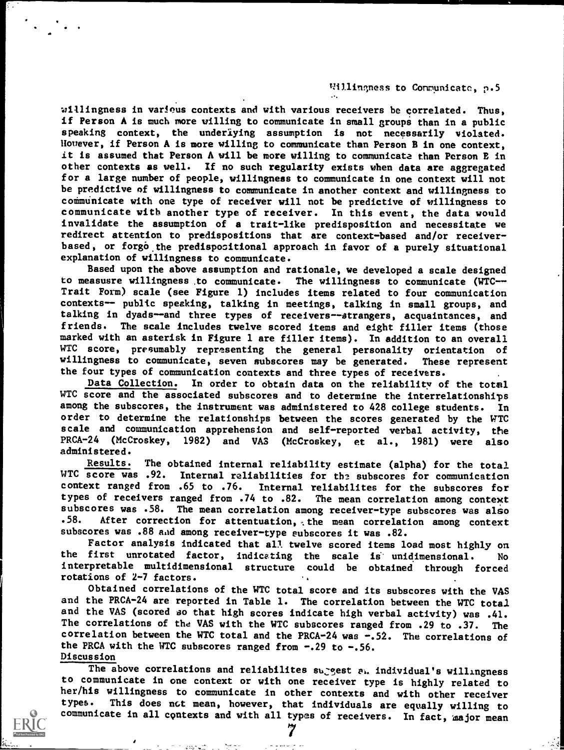willingness in various contexts and with various receivers be correlated. Thus, if Person A is much more willing to communicate in small groups than in a public speaking context, the underlying assumption is not necessarily violated. However, if Person A is more willing to communicate than Person B in one context, it is assumed that Person A will be more willing to communicate than Person B in other contexts as well. If no such regularity exists when data are aggregated for a large number of people, willingness to communicate in one context will not be predictive of willingness to communicate in another context and willingness to communicate with one type of receiver will not be predictive of willingness to communicate with another type of receiver. In this event, the data would invalidate the assumption of a trait-like predisposition and necessitate we redirect attention to predispositions that are context-based and/or receiver-based, or forgo the predispositional approach in favor of a purely situational explanation of willingness to communicate.

Based upon the above assumption and rationale, we developed a scale designed to measusre willingness to communicate. The willingness to communicate (WTC--Trait Form) scale (see Figure 1) includes items related to four communication contexts-- public speaking, talking in meetings, talking in small groups, and talking in dyads--and three types of receivers--strangers, acquaintances, and friends. The scale includes twelve scored items and eight filler items (those marked with an asterisk in Figure 1 are filler items). In addition to an overall WTC score, presumably representing the general personality orientation of willingness to communicate, seven subscores may be generated. These represent the four types of communication contexts and three types of receivers.

Data Collection. In order to obtain data on the reliability of the total WTC score and the associated subscores and to determine the interrelationships among the subscores, the instrument was administered to 428 college students. In order to determine the relationships between the scores generated by the WTC scale and communication apprehension and self-reported verbal activity, the PRCA-24 (McCroskey, 1982) and VAS (McCroskey, et al., 1981) were also administered.

Results. The obtained internal reliability estimate (alpha) for the total WTC score was .92. Internal reliabilities for the subscores for communication context ranged from .65 to .76. Internal reliabilites for the subscores for types of receivers ranged from .74 to .82. The mean correlation among context subscores was .58. The mean correlation among receiver-type subscores was also .58. After correction for attentuation, the mean correlation among context subscores was .88 and among receiver-type subscores it was .82.

Factor analysis indicated that all twelve scored items load most highly on the first unrotated factor, indicating the scale is unidimensional. No interpretable multidimensional structure could be obtained through forced rotations of 2-7 factors.

Obtained correlations of the WTC total score and its subscores with the VAS and the PRCA-24 are reported in Table 1. The correlation between the WTC total and the VAS (scored so that high scores indicate high verbal activity) was .41. The correlations of the VAS with the WTC subscores ranged from .29 to .37. The correlation between the WTC total and the PRCA-24 was -.52. The correlations of the PRCA with the WTC subscores ranged from -.29 to -.56.

## Discussion

The above correlations and reliabilites suggest an individual's willingness to communicate in one context or with one receiver type is highly related to her/his willingness to communicate in other contexts and with other receiver types. This does not mean, however, that individuals are equally willing to communicate in all contexts and with all types of receivers. In fact, major mean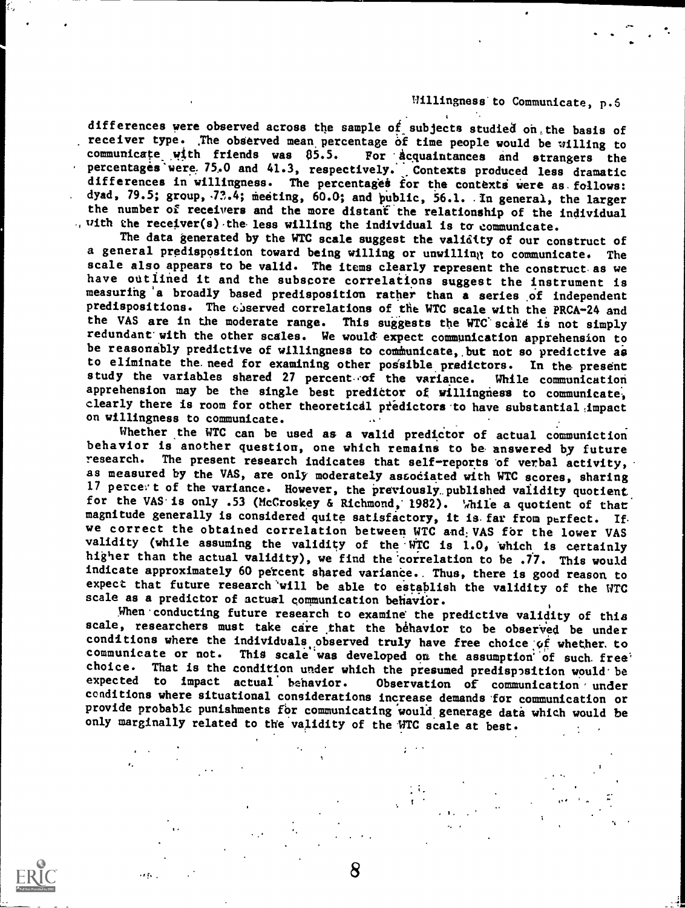differences were observed across the sample of subjects studied on the basis of receiver type. The observed mean percentage of time people would be willing to communicate with friends was 85.5. For acquaintances and strangers the percentages were 75.0 and 41.3, respectively. Contexts produced less dramatic differences in willingness. The percentages for the contexts were as follows: dyad, 79.5; group, 73.4; meeting, 60.0; and public, 56.1. In general, the larger the number of receivers and the more distant the relationship of the individual with the receiver(s) the less willing the individual is to communicate.

The data generated by the WTC scale suggest the validity of our construct of a general predisposition toward being willing or unwilling to communicate. The scale also appears to be valid. The items clearly represent the construct as we have outlined it and the subscore correlations suggest the instrument is measuring a broadly based predisposition rather than a series of independent predispositions. The observed correlations of the WTC scale with the PRCA-24 and the VAS are in the moderate range. This suggests the WTC scale is not simply redundant with the other scales. We would expect communication apprehension to be reasonably predictive of willingness to communicate, but not so predictive as to eliminate the need for examining other possible predictors. In the present study the variables shared 27 percent of the variance. While communication apprehension may be the single best predictor of willingness to communicate, clearly there is room for other theoretical predictors to have substantial impact on willingness to communicate.

Whether the WTC can be used as a valid predictor of actual communiction behavior is another question, one which remains to be answered by future research. The present research indicates that self-reports of verbal activity, as measured by the VAS, are only moderately associated with WTC scores, sharing 17 percent of the variance. However, the previously published validity quotient for the VAS is only .53 (McCroskey & Richmond, 1982). While a quotient of that magnitude generally is considered quite satisfactory, it is far from perfect. If we correct the obtained correlation between WTC and VAS for the lower VAS validity (while assuming the validity of the WTC is 1.0, which is certainly higher than the actual validity), we find the correlation to be .77. This would indicate approximately 60 percent shared variance. Thus, there is good reason to expect that future research will be able to establish the validity of the WTC scale as a predictor of actual communication behavior.

When conducting future research to examine the predictive validity of this scale, researchers must take care that the behavior to be observed be under conditions where the individuals observed truly have free choice of whether to communicate or not. This scale was developed on the assumption of such free choice. That is the condition under which the presumed predisposition would be expected to impact actual behavior. Observation of communication under conditions where situational considerations increase demands for communication or provide probable punishments for communicating would generage data which would be only marginally related to the validity of the WTC scale at best.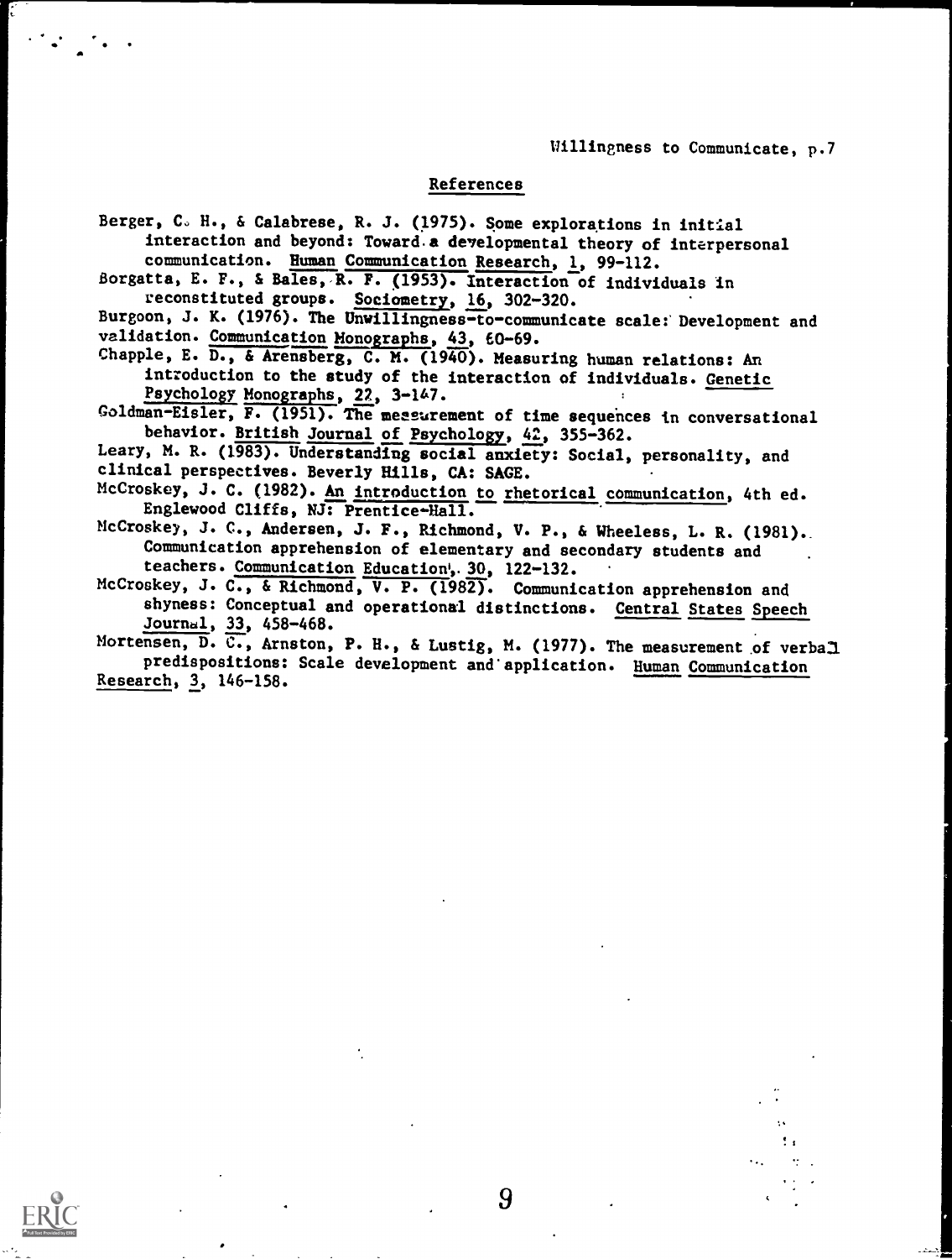## References

Berger, C. H., & Calabrese, R. J. (1975). Some explorations in initial interaction and beyond: Toward a developmental theory of interpersonal communication. Human Communication Research, 1, 99-112.

Borgatta, E. F., & Bales, R. F. (1953). Interaction of individuals in reconstituted groups. Sociometry, 16, 302-320.

Burgoon, J. K. (1976). The Unwillingness-to-communicate scale: Development and validation. Communication Monographs, 43, 60-69.

Chapple, E. D., & Arensberg, C. M. (1940). Measuring human relations: An introduction to the study of the interaction of individuals. Genetic Psychology Monographs, 22, 3-147.

Goldman-Eisler, F. (1951). The measurement of time sequences in conversational behavior. British Journal of Psychology, 42, 355-362.

Leary, M. R. (1983). Understanding social anxiety: Social, personality, and clinical perspectives. Beverly Hills, CA: SAGE.

McCroskey, J. C. (1982). An introduction to rhetorical communication, 4th ed. Englewood Cliffs, NJ: Prentice-Hall.

McCroskey, J. C., Andersen, J. F., Richmond, V. P., & Wheeless, L. R. (1981). Communication apprehension of elementary and secondary students and teachers. Communication Education, 30, 122-132.

McCroskey, J. C., & Richmond, V. P. (1982). Communication apprehension and shyness: Conceptual and operational distinctions. Central States Speech Journal, 33, 458-468.

Mortensen, D. C., Arnston, P. H., & Lustig, M. (1977). The measurement of verbal predispositions: Scale development and application. Human Communication Research, 3, 146-158.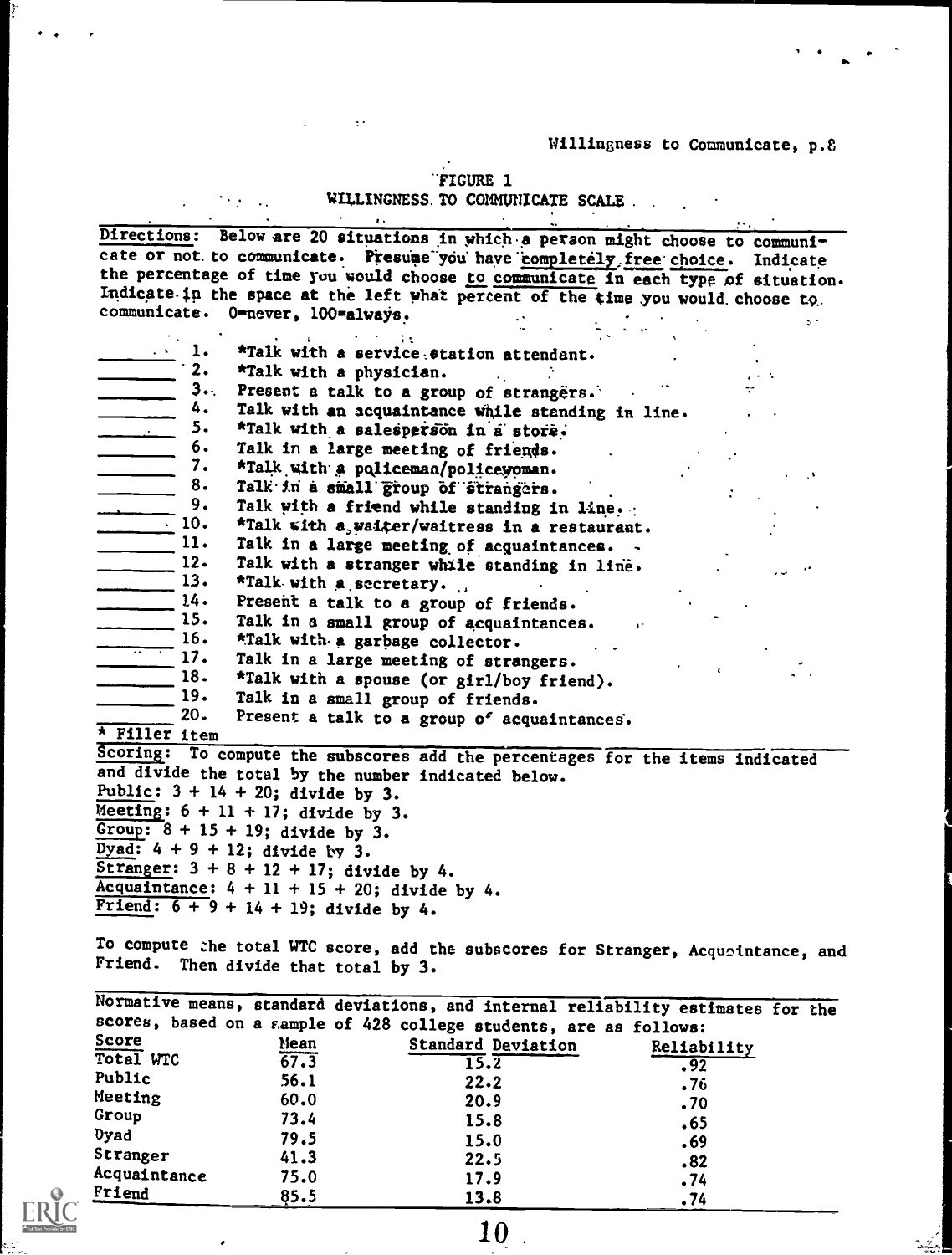FIGURE 1

WILLINGNESS TO COMMUNICATE SCALE

Directions: Below are 20 situations in which a person might choose to communicate or not to communicate. Presume you have completely free choice. Indicate the percentage of time you would choose to communicate in each type of situation. Indicate in the space at the left what percent of the time you would choose to communicate. 0=never, 100=always.

_______ 1. *Talk with a service station attendant.
_______ 2. *Talk with a physician.
_______ 3. Present a talk to a group of strangers.
_______ 4. Talk with an acquaintance while standing in line.
_______ 5. *Talk with a salesperson in a store.
_______ 6. Talk in a large meeting of friends.
_______ 7. *Talk with a policeman/policewoman.
_______ 8. Talk in a small group of strangers.
_______ 9. Talk with a friend while standing in line.
_______ 10. *Talk with a waiter/waitress in a restaurant.
_______ 11. Talk in a large meeting of acquaintances.
_______ 12. Talk with a stranger while standing in line.
_______ 13. *Talk with a secretary.
_______ 14. Present a talk to a group of friends.
_______ 15. Talk in a small group of acquaintances.
_______ 16. *Talk with a garbage collector.
_______ 17. Talk in a large meeting of strangers.
_______ 18. *Talk with a spouse (or girl/boy friend).
_______ 19. Talk in a small group of friends.
_______ 20. Present a talk to a group of acquaintances.

* Filler item

Scoring: To compute the subscores add the percentages for the items indicated and divide the total by the number indicated below.

Public: 3 + 14 + 20; divide by 3.
Meeting: 6 + 11 + 17; divide by 3.
Group: 8 + 15 + 19; divide by 3.
Dyad: 4 + 9 + 12; divide by 3.
Stranger: 3 + 8 + 12 + 17; divide by 4.
Acquaintance: 4 + 11 + 15 + 20; divide by 4.
Friend: 6 + 9 + 14 + 19; divide by 4.

To compute the total WTC score, add the subscores for Stranger, Acquaintance, and Friend. Then divide that total by 3.

Normative means, standard deviations, and internal reliability estimates for the scores, based on a sample of 428 college students, are as follows:

| Score | Mean | Standard Deviation | Reliability |
|---|---|---|---|
| Total WTC | 67.3 | 15.2 | .92 |
| Public | 56.1 | 22.2 | .76 |
| Meeting | 60.0 | 20.9 | .70 |
| Group | 73.4 | 15.8 | .65 |
| Dyad | 79.5 | 15.0 | .69 |
| Stranger | 41.3 | 22.5 | .82 |
| Acquaintance | 75.0 | 17.9 | .74 |
| Friend | 85.5 | 13.8 | .74 |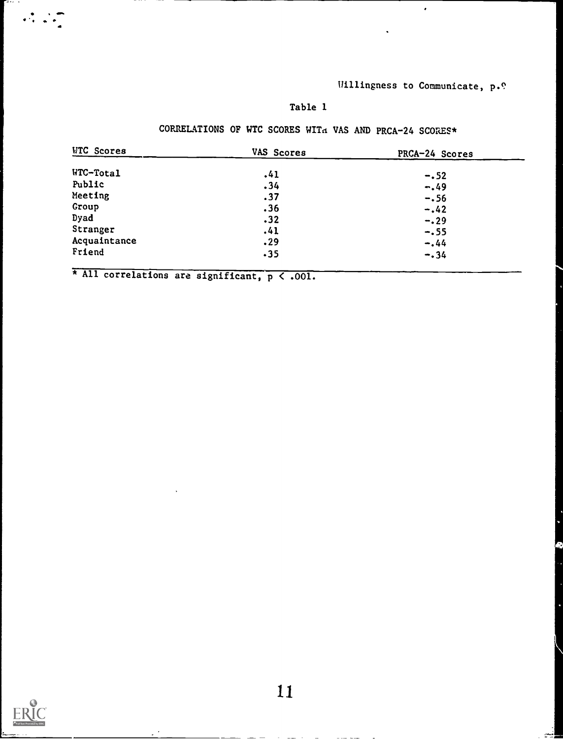Table 1

CORRELATIONS OF WTC SCORES WITH VAS AND PRCA-24 SCORES*

| WTC Scores | VAS Scores | PRCA-24 Scores |
|---|---|---|
| WTC-Total | .41 | -.52 |
| Public | .34 | -.49 |
| Meeting | .37 | -.56 |
| Group | .36 | -.42 |
| Dyad | .32 | -.29 |
| Stranger | .41 | -.55 |
| Acquaintance | .29 | -.44 |
| Friend | .35 | -.34 |

* All correlations are significant, $p < .001$.